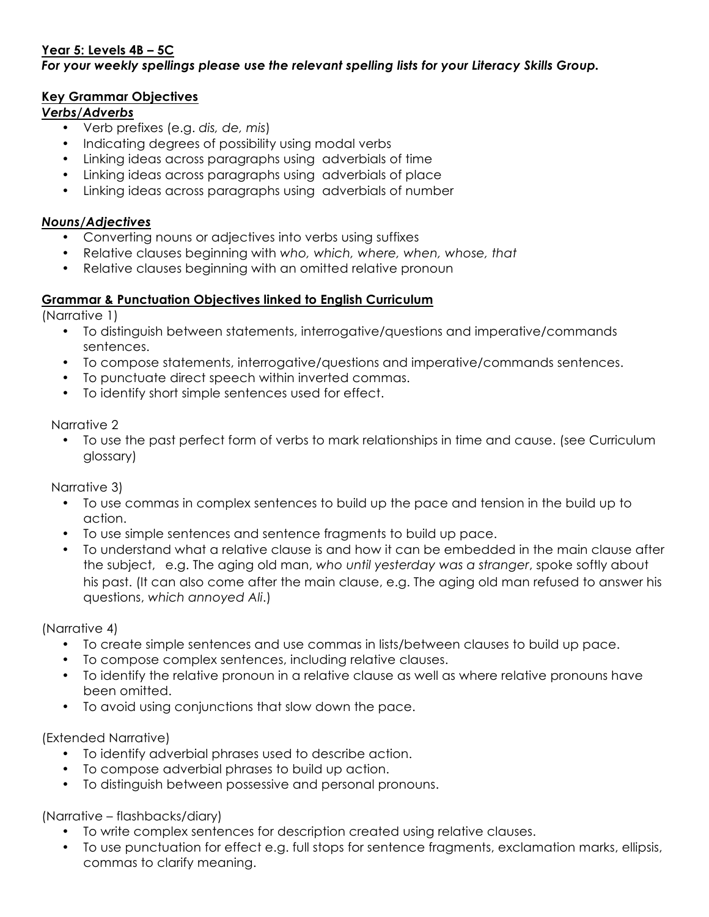**Year 5: Levels 4B – 5C**

***For your weekly spellings please use the relevant spelling lists for your Literacy Skills Group.***

**Key Grammar Objectives**

***Verbs/Adverbs***

- Verb prefixes (e.g. *dis, de, mis*)
- Indicating degrees of possibility using modal verbs
- Linking ideas across paragraphs using adverbials of time
- Linking ideas across paragraphs using adverbials of place
- Linking ideas across paragraphs using adverbials of number

***Nouns/Adjectives***

- Converting nouns or adjectives into verbs using suffixes
- Relative clauses beginning with *who, which, where, when, whose, that*
- Relative clauses beginning with an omitted relative pronoun

**Grammar & Punctuation Objectives linked to English Curriculum**

(Narrative 1)

- To distinguish between statements, interrogative/questions and imperative/commands sentences.
- To compose statements, interrogative/questions and imperative/commands sentences.
- To punctuate direct speech within inverted commas.
- To identify short simple sentences used for effect.

Narrative 2

- To use the past perfect form of verbs to mark relationships in time and cause. (see Curriculum glossary)

Narrative 3)

- To use commas in complex sentences to build up the pace and tension in the build up to action.
- To use simple sentences and sentence fragments to build up pace.
- To understand what a relative clause is and how it can be embedded in the main clause after the subject, e.g. The aging old man, *who until yesterday was a stranger*, spoke softly about his past. (It can also come after the main clause, e.g. The aging old man refused to answer his questions, *which annoyed Ali*.)

(Narrative 4)

- To create simple sentences and use commas in lists/between clauses to build up pace.
- To compose complex sentences, including relative clauses.
- To identify the relative pronoun in a relative clause as well as where relative pronouns have been omitted.
- To avoid using conjunctions that slow down the pace.

(Extended Narrative)

- To identify adverbial phrases used to describe action.
- To compose adverbial phrases to build up action.
- To distinguish between possessive and personal pronouns.

(Narrative – flashbacks/diary)

- To write complex sentences for description created using relative clauses.
- To use punctuation for effect e.g. full stops for sentence fragments, exclamation marks, ellipsis, commas to clarify meaning.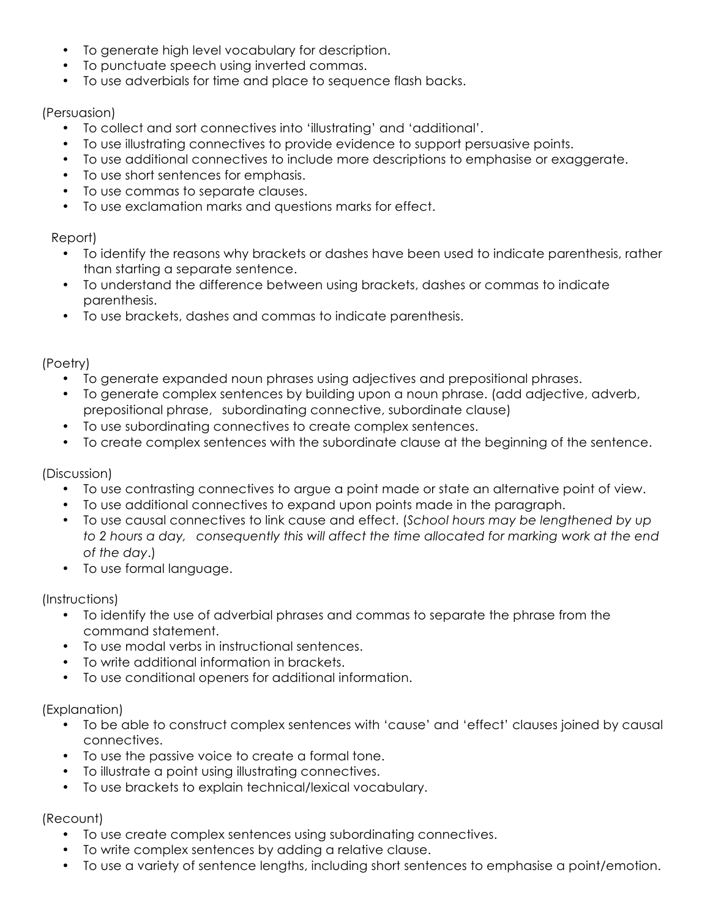- To generate high level vocabulary for description.
- To punctuate speech using inverted commas.
- To use adverbials for time and place to sequence flash backs.

(Persuasion)

- To collect and sort connectives into 'illustrating' and 'additional'.
- To use illustrating connectives to provide evidence to support persuasive points.
- To use additional connectives to include more descriptions to emphasise or exaggerate.
- To use short sentences for emphasis.
- To use commas to separate clauses.
- To use exclamation marks and questions marks for effect.

Report)

- To identify the reasons why brackets or dashes have been used to indicate parenthesis, rather than starting a separate sentence.
- To understand the difference between using brackets, dashes or commas to indicate parenthesis.
- To use brackets, dashes and commas to indicate parenthesis.

(Poetry)

- To generate expanded noun phrases using adjectives and prepositional phrases.
- To generate complex sentences by building upon a noun phrase. (add adjective, adverb, prepositional phrase, subordinating connective, subordinate clause)
- To use subordinating connectives to create complex sentences.
- To create complex sentences with the subordinate clause at the beginning of the sentence.

(Discussion)

- To use contrasting connectives to argue a point made or state an alternative point of view.
- To use additional connectives to expand upon points made in the paragraph.
- To use causal connectives to link cause and effect. (*School hours may be lengthened by up to 2 hours a day, consequently this will affect the time allocated for marking work at the end of the day*.)
- To use formal language.

(Instructions)

- To identify the use of adverbial phrases and commas to separate the phrase from the command statement.
- To use modal verbs in instructional sentences.
- To write additional information in brackets.
- To use conditional openers for additional information.

(Explanation)

- To be able to construct complex sentences with 'cause' and 'effect' clauses joined by causal connectives.
- To use the passive voice to create a formal tone.
- To illustrate a point using illustrating connectives.
- To use brackets to explain technical/lexical vocabulary.

(Recount)

- To use create complex sentences using subordinating connectives.
- To write complex sentences by adding a relative clause.
- To use a variety of sentence lengths, including short sentences to emphasise a point/emotion.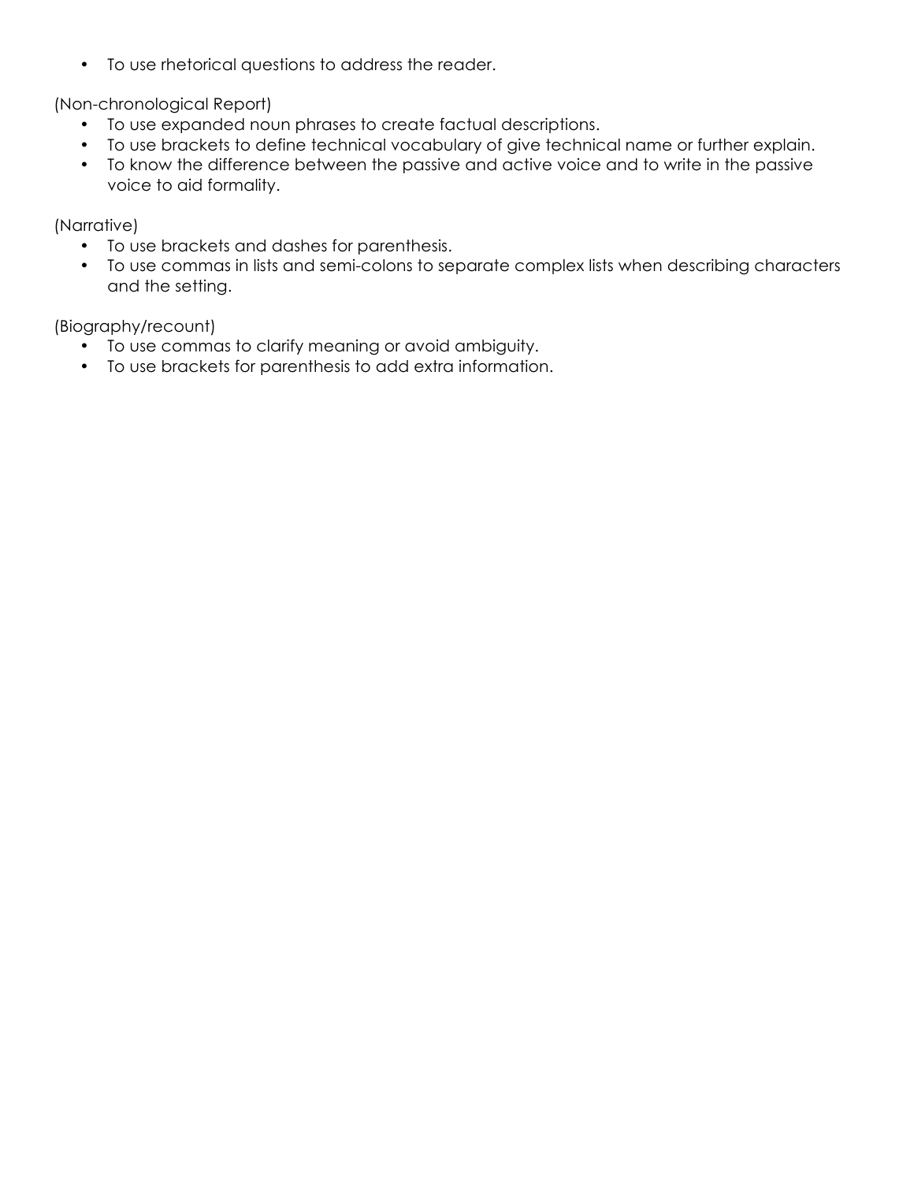- To use rhetorical questions to address the reader.

(Non-chronological Report)

- To use expanded noun phrases to create factual descriptions.
- To use brackets to define technical vocabulary of give technical name or further explain.
- To know the difference between the passive and active voice and to write in the passive voice to aid formality.

(Narrative)

- To use brackets and dashes for parenthesis.
- To use commas in lists and semi-colons to separate complex lists when describing characters and the setting.

(Biography/recount)

- To use commas to clarify meaning or avoid ambiguity.
- To use brackets for parenthesis to add extra information.